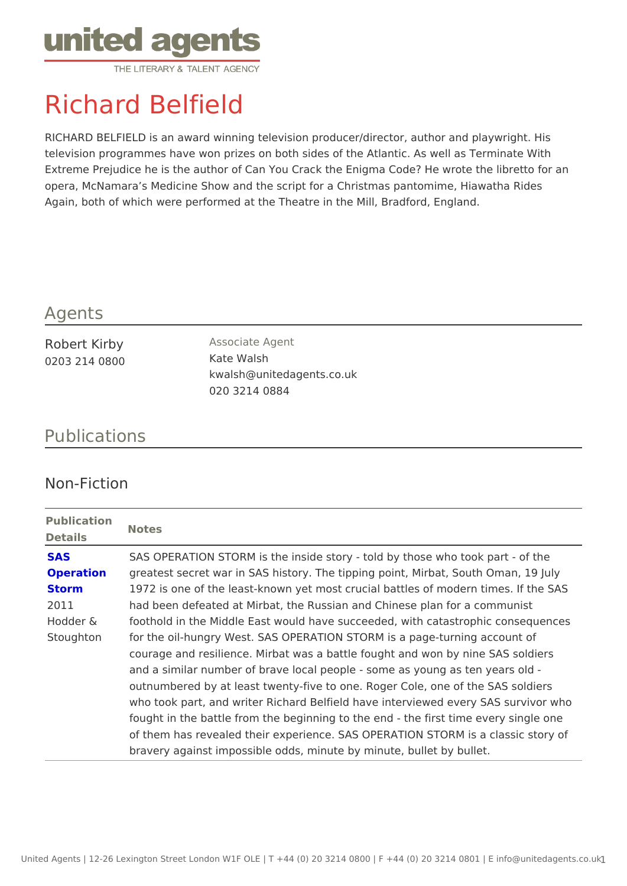united agents
THE LITERARY & TALENT AGENCY

# Richard Belfield

RICHARD BELFIELD is an award winning television producer/director, author and playwright. His television programmes have won prizes on both sides of the Atlantic. As well as Terminate With Extreme Prejudice he is the author of Can You Crack the Enigma Code? He wrote the libretto for an opera, McNamara's Medicine Show and the script for a Christmas pantomime, Hiawatha Rides Again, both of which were performed at the Theatre in the Mill, Bradford, England.

## Agents

Robert Kirby
0203 214 0800

Associate Agent
Kate Walsh
kwalsh@unitedagents.co.uk
020 3214 0884

## Publications

### Non-Fiction

| Publication Details | Notes |
|---|---|
| **SAS Operation Storm** 2011 Hodder & Stoughton | SAS OPERATION STORM is the inside story - told by those who took part - of the greatest secret war in SAS history. The tipping point, Mirbat, South Oman, 19 July 1972 is one of the least-known yet most crucial battles of modern times. If the SAS had been defeated at Mirbat, the Russian and Chinese plan for a communist foothold in the Middle East would have succeeded, with catastrophic consequences for the oil-hungry West. SAS OPERATION STORM is a page-turning account of courage and resilience. Mirbat was a battle fought and won by nine SAS soldiers and a similar number of brave local people - some as young as ten years old - outnumbered by at least twenty-five to one. Roger Cole, one of the SAS soldiers who took part, and writer Richard Belfield have interviewed every SAS survivor who fought in the battle from the beginning to the end - the first time every single one of them has revealed their experience. SAS OPERATION STORM is a classic story of bravery against impossible odds, minute by minute, bullet by bullet. |

United Agents | 12-26 Lexington Street London W1F OLE | T +44 (0) 20 3214 0800 | F +44 (0) 20 3214 0801 | E info@unitedagents.co.uk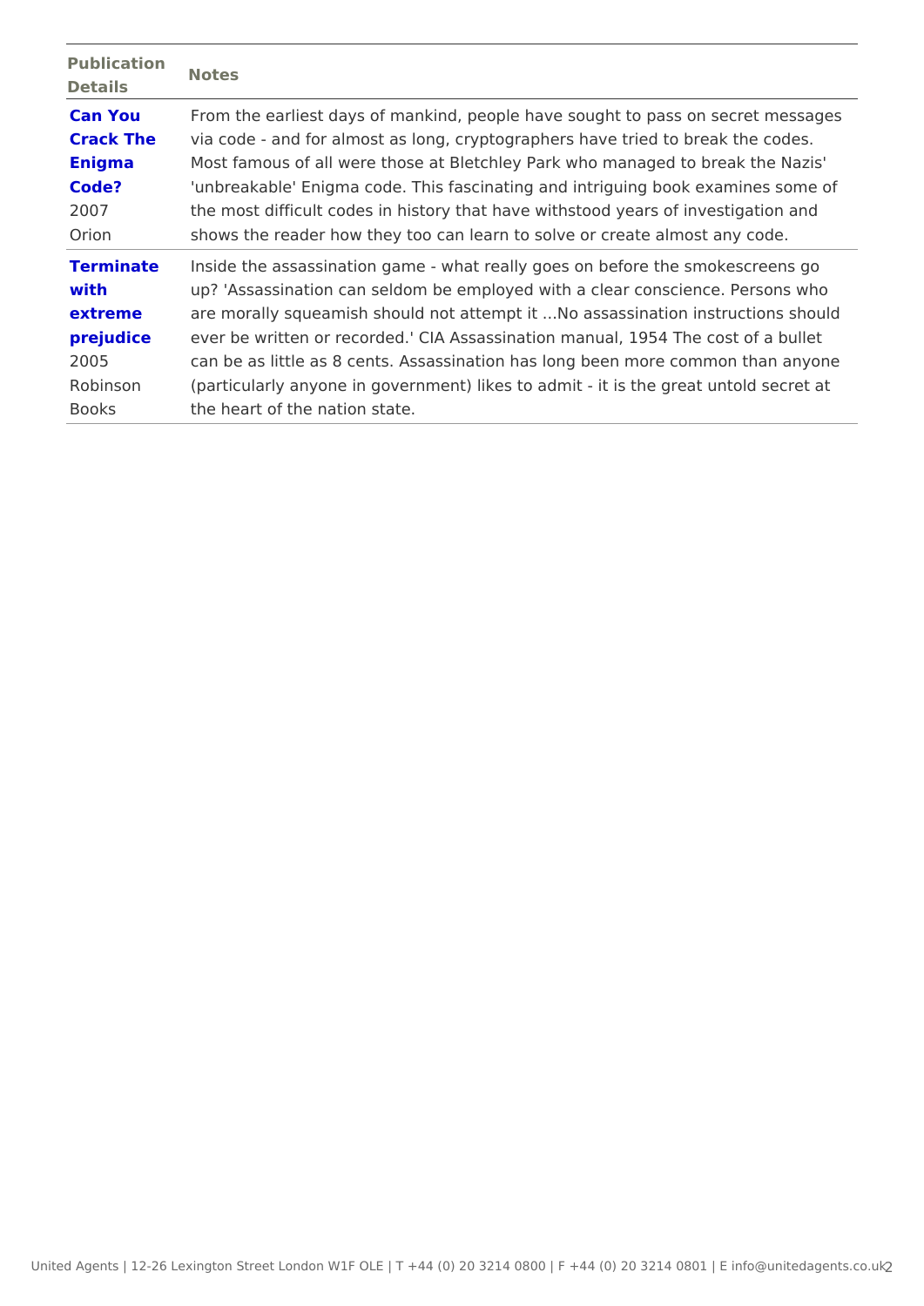| Publication Details | Notes |
|---|---|
| **Can You Crack The Enigma Code?**<br>2007<br>Orion | From the earliest days of mankind, people have sought to pass on secret messages via code - and for almost as long, cryptographers have tried to break the codes. Most famous of all were those at Bletchley Park who managed to break the Nazis' 'unbreakable' Enigma code. This fascinating and intriguing book examines some of the most difficult codes in history that have withstood years of investigation and shows the reader how they too can learn to solve or create almost any code. |
| **Terminate with extreme prejudice**<br>2005<br>Robinson Books | Inside the assassination game - what really goes on before the smokescreens go up? 'Assassination can seldom be employed with a clear conscience. Persons who are morally squeamish should not attempt it ...No assassination instructions should ever be written or recorded.' CIA Assassination manual, 1954 The cost of a bullet can be as little as 8 cents. Assassination has long been more common than anyone (particularly anyone in government) likes to admit - it is the great untold secret at the heart of the nation state. |